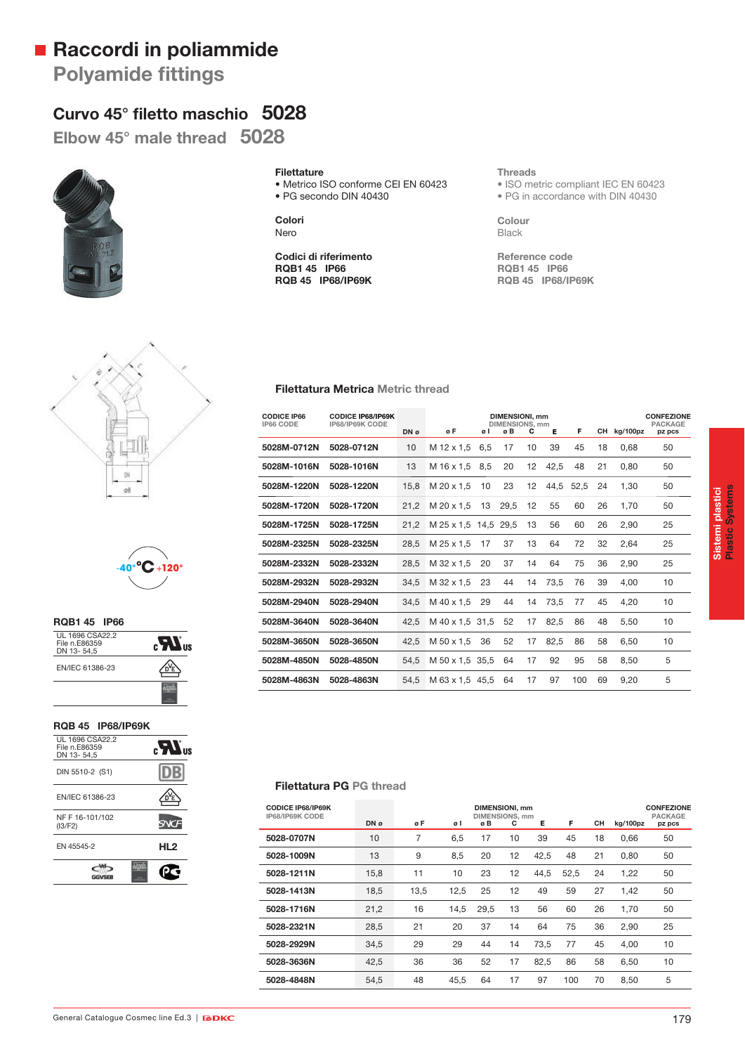# Raccordi in poliammide

## Polyamide fittings

### Curvo 45° filetto maschio 5028

### Elbow 45° male thread 5028

**Filettature**
- Metrico ISO conforme CEI EN 60423
- PG secondo DIN 40430

**Colori**
Nero

**Codici di riferimento**
**RQB1 45 IP66**
**RQB 45 IP68/IP69K**

**Threads**
- ISO metric compliant IEC EN 60423
- PG in accordance with DIN 40430

**Colour**
Black

**Reference code**
**RQB1 45 IP66**
**RQB 45 IP68/IP69K**

-40° °C +120°

**RQB1 45 IP66**

| | |
|---|---|
| UL 1696 CSA22.2 File n.E86359 DN 13- 54,5 | cRUus |
| EN/IEC 61386-23 | VDE |
| | |

**RQB 45 IP68/IP69K**

| | |
|---|---|
| UL 1696 CSA22.2 File n.E86359 DN 13- 54,5 | cRUus |
| DIN 5510-2 (S1) | DB |
| EN/IEC 61386-23 | VDE |
| NF F 16-101/102 (I3/F2) | SNCF |
| EN 45545-2 | HL2 |
| GGVSEB | PCT |

#### Filettatura Metrica Metric thread

| CODICE IP66 IP66 CODE | CODICE IP68/IP69K IP68/IP69K CODE | DIMENSIONI, mm DIMENSIONS, mm DN ø | ø F | ø I | ø B | C | E | F | CH | kg/100pz | CONFEZIONE PACKAGE pz pcs |
|---|---|---|---|---|---|---|---|---|---|---|---|
| 5028M-0712N | 5028-0712N | 10 | M 12 x 1,5 | 6,5 | 17 | 10 | 39 | 45 | 18 | 0,68 | 50 |
| 5028M-1016N | 5028-1016N | 13 | M 16 x 1,5 | 8,5 | 20 | 12 | 42,5 | 48 | 21 | 0,80 | 50 |
| 5028M-1220N | 5028-1220N | 15,8 | M 20 x 1,5 | 10 | 23 | 12 | 44,5 | 52,5 | 24 | 1,30 | 50 |
| 5028M-1720N | 5028-1720N | 21,2 | M 20 x 1,5 | 13 | 29,5 | 12 | 55 | 60 | 26 | 1,70 | 50 |
| 5028M-1725N | 5028-1725N | 21,2 | M 25 x 1,5 | 14,5 | 29,5 | 13 | 56 | 60 | 26 | 2,90 | 25 |
| 5028M-2325N | 5028-2325N | 28,5 | M 25 x 1,5 | 17 | 37 | 13 | 64 | 72 | 32 | 2,64 | 25 |
| 5028M-2332N | 5028-2332N | 28,5 | M 32 x 1,5 | 20 | 37 | 14 | 64 | 75 | 36 | 2,90 | 25 |
| 5028M-2932N | 5028-2932N | 34,5 | M 32 x 1,5 | 23 | 44 | 14 | 73,5 | 76 | 39 | 4,00 | 10 |
| 5028M-2940N | 5028-2940N | 34,5 | M 40 x 1,5 | 29 | 44 | 14 | 73,5 | 77 | 45 | 4,20 | 10 |
| 5028M-3640N | 5028-3640N | 42,5 | M 40 x 1,5 | 31,5 | 52 | 17 | 82,5 | 86 | 48 | 5,50 | 10 |
| 5028M-3650N | 5028-3650N | 42,5 | M 50 x 1,5 | 36 | 52 | 17 | 82,5 | 86 | 58 | 6,50 | 10 |
| 5028M-4850N | 5028-4850N | 54,5 | M 50 x 1,5 | 35,5 | 64 | 17 | 92 | 95 | 58 | 8,50 | 5 |
| 5028M-4863N | 5028-4863N | 54,5 | M 63 x 1,5 | 45,5 | 64 | 17 | 97 | 100 | 69 | 9,20 | 5 |

#### Filettatura PG PG thread

| CODICE IP68/IP69K IP68/IP69K CODE | DIMENSIONI, mm DIMENSIONS, mm DN ø | ø F | ø I | ø B | C | E | F | CH | kg/100pz | CONFEZIONE PACKAGE pz pcs |
|---|---|---|---|---|---|---|---|---|---|---|
| 5028-0707N | 10 | 7 | 6,5 | 17 | 10 | 39 | 45 | 18 | 0,66 | 50 |
| 5028-1009N | 13 | 9 | 8,5 | 20 | 12 | 42,5 | 48 | 21 | 0,80 | 50 |
| 5028-1211N | 15,8 | 11 | 10 | 23 | 12 | 44,5 | 52,5 | 24 | 1,22 | 50 |
| 5028-1413N | 18,5 | 13,5 | 12,5 | 25 | 12 | 49 | 59 | 27 | 1,42 | 50 |
| 5028-1716N | 21,2 | 16 | 14,5 | 29,5 | 13 | 56 | 60 | 26 | 1,70 | 50 |
| 5028-2321N | 28,5 | 21 | 20 | 37 | 14 | 64 | 75 | 36 | 2,90 | 25 |
| 5028-2929N | 34,5 | 29 | 29 | 44 | 14 | 73,5 | 77 | 45 | 4,00 | 10 |
| 5028-3636N | 42,5 | 36 | 36 | 52 | 17 | 82,5 | 86 | 58 | 6,50 | 10 |
| 5028-4848N | 54,5 | 48 | 45,5 | 64 | 17 | 97 | 100 | 70 | 8,50 | 5 |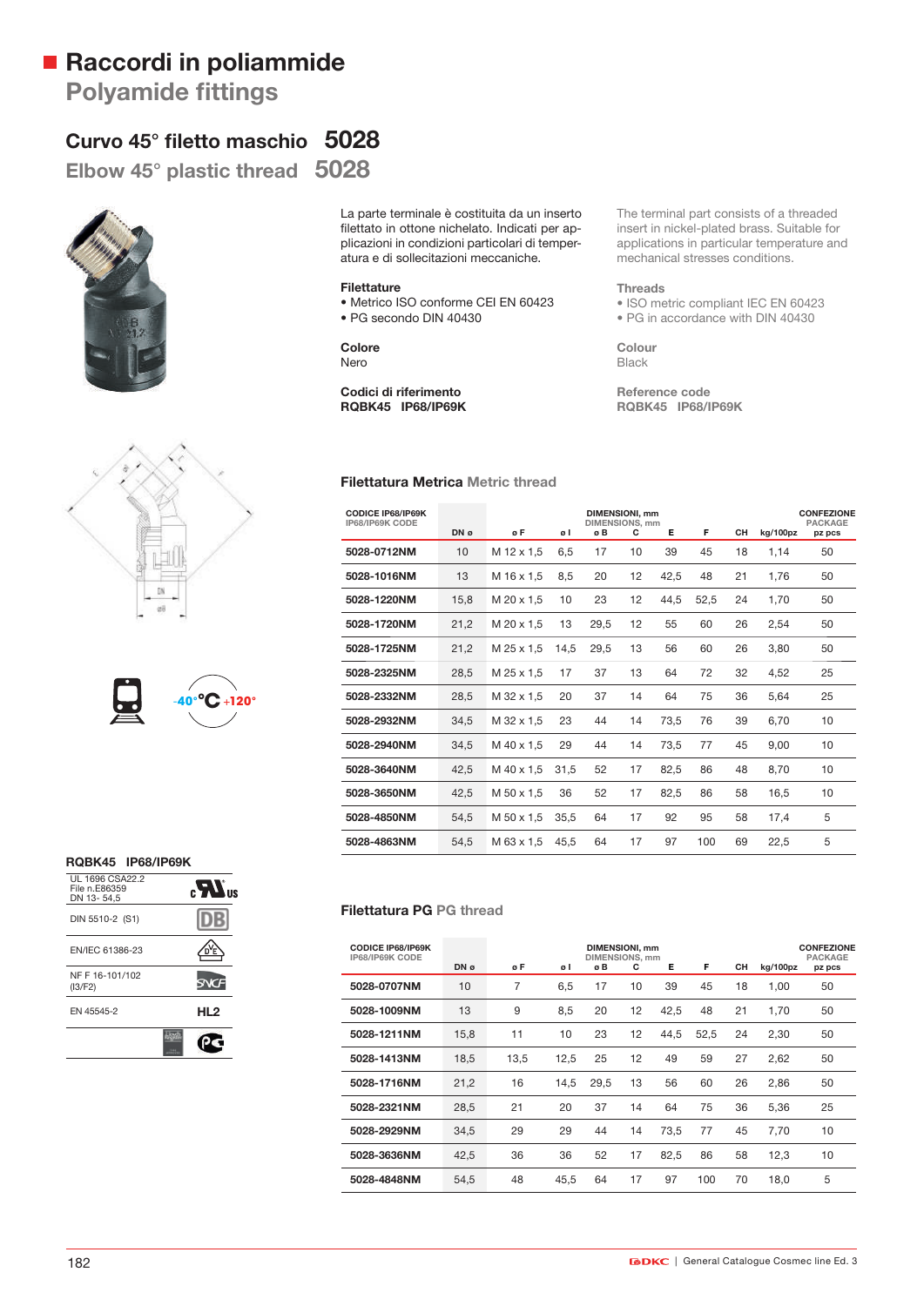# Raccordi in poliammide
## Polyamide fittings

### Curvo 45° filetto maschio 5028
### Elbow 45° plastic thread 5028

La parte terminale è costituita da un inserto filettato in ottone nichelato. Indicati per applicazioni in condizioni particolari di temperatura e di sollecitazioni meccaniche.

**Filettature**
- Metrico ISO conforme CEI EN 60423
- PG secondo DIN 40430

**Colore**
Nero

**Codici di riferimento**
**RQBK45 IP68/IP69K**

The terminal part consists of a threaded insert in nickel-plated brass. Suitable for applications in particular temperature and mechanical stresses conditions.

**Threads**
- ISO metric compliant IEC EN 60423
- PG in accordance with DIN 40430

**Colour**
Black

**Reference code**
**RQBK45 IP68/IP69K**

-40°C +120°

**RQBK45 IP68/IP69K**

| | |
|---|---|
| UL 1696 CSA22.2 File n.E86359 DN 13- 54,5 | c UL us |
| DIN 5510-2 (S1) | DB |
| EN/IEC 61386-23 | VDE |
| NF F 16-101/102 (I3/F2) | SNCF |
| EN 45545-2 | HL2 |
| | PC |

### Filettatura Metrica Metric thread

| CODICE IP68/IP69K IP68/IP69K CODE | DIMENSIONI, mm DIMENSIONS, mm | | | | | | | | | CONFEZIONE PACKAGE |
|---|---|---|---|---|---|---|---|---|---|---|
| | DN ø | ø F | ø I | ø B | C | E | F | CH | kg/100pz | pz pcs |
| 5028-0712NM | 10 | M 12 x 1,5 | 6,5 | 17 | 10 | 39 | 45 | 18 | 1,14 | 50 |
| 5028-1016NM | 13 | M 16 x 1,5 | 8,5 | 20 | 12 | 42,5 | 48 | 21 | 1,76 | 50 |
| 5028-1220NM | 15,8 | M 20 x 1,5 | 10 | 23 | 12 | 44,5 | 52,5 | 24 | 1,70 | 50 |
| 5028-1720NM | 21,2 | M 20 x 1,5 | 13 | 29,5 | 12 | 55 | 60 | 26 | 2,54 | 50 |
| 5028-1725NM | 21,2 | M 25 x 1,5 | 14,5 | 29,5 | 13 | 56 | 60 | 26 | 3,80 | 50 |
| 5028-2325NM | 28,5 | M 25 x 1,5 | 17 | 37 | 13 | 64 | 72 | 32 | 4,52 | 25 |
| 5028-2332NM | 28,5 | M 32 x 1,5 | 20 | 37 | 14 | 64 | 75 | 36 | 5,64 | 25 |
| 5028-2932NM | 34,5 | M 32 x 1,5 | 23 | 44 | 14 | 73,5 | 76 | 39 | 6,70 | 10 |
| 5028-2940NM | 34,5 | M 40 x 1,5 | 29 | 44 | 14 | 73,5 | 77 | 45 | 9,00 | 10 |
| 5028-3640NM | 42,5 | M 40 x 1,5 | 31,5 | 52 | 17 | 82,5 | 86 | 48 | 8,70 | 10 |
| 5028-3650NM | 42,5 | M 50 x 1,5 | 36 | 52 | 17 | 82,5 | 86 | 58 | 16,5 | 10 |
| 5028-4850NM | 54,5 | M 50 x 1,5 | 35,5 | 64 | 17 | 92 | 95 | 58 | 17,4 | 5 |
| 5028-4863NM | 54,5 | M 63 x 1,5 | 45,5 | 64 | 17 | 97 | 100 | 69 | 22,5 | 5 |

### Filettatura PG PG thread

| CODICE IP68/IP69K IP68/IP69K CODE | DIMENSIONI, mm DIMENSIONS, mm | | | | | | | | | CONFEZIONE PACKAGE |
|---|---|---|---|---|---|---|---|---|---|---|
| | DN ø | ø F | ø I | ø B | C | E | F | CH | kg/100pz | pz pcs |
| 5028-0707NM | 10 | 7 | 6,5 | 17 | 10 | 39 | 45 | 18 | 1,00 | 50 |
| 5028-1009NM | 13 | 9 | 8,5 | 20 | 12 | 42,5 | 48 | 21 | 1,70 | 50 |
| 5028-1211NM | 15,8 | 11 | 10 | 23 | 12 | 44,5 | 52,5 | 24 | 2,30 | 50 |
| 5028-1413NM | 18,5 | 13,5 | 12,5 | 25 | 12 | 49 | 59 | 27 | 2,62 | 50 |
| 5028-1716NM | 21,2 | 16 | 14,5 | 29,5 | 13 | 56 | 60 | 26 | 2,86 | 50 |
| 5028-2321NM | 28,5 | 21 | 20 | 37 | 14 | 64 | 75 | 36 | 5,36 | 25 |
| 5028-2929NM | 34,5 | 29 | 29 | 44 | 14 | 73,5 | 77 | 45 | 7,70 | 10 |
| 5028-3636NM | 42,5 | 36 | 36 | 52 | 17 | 82,5 | 86 | 58 | 12,3 | 10 |
| 5028-4848NM | 54,5 | 48 | 45,5 | 64 | 17 | 97 | 100 | 70 | 18,0 | 5 |